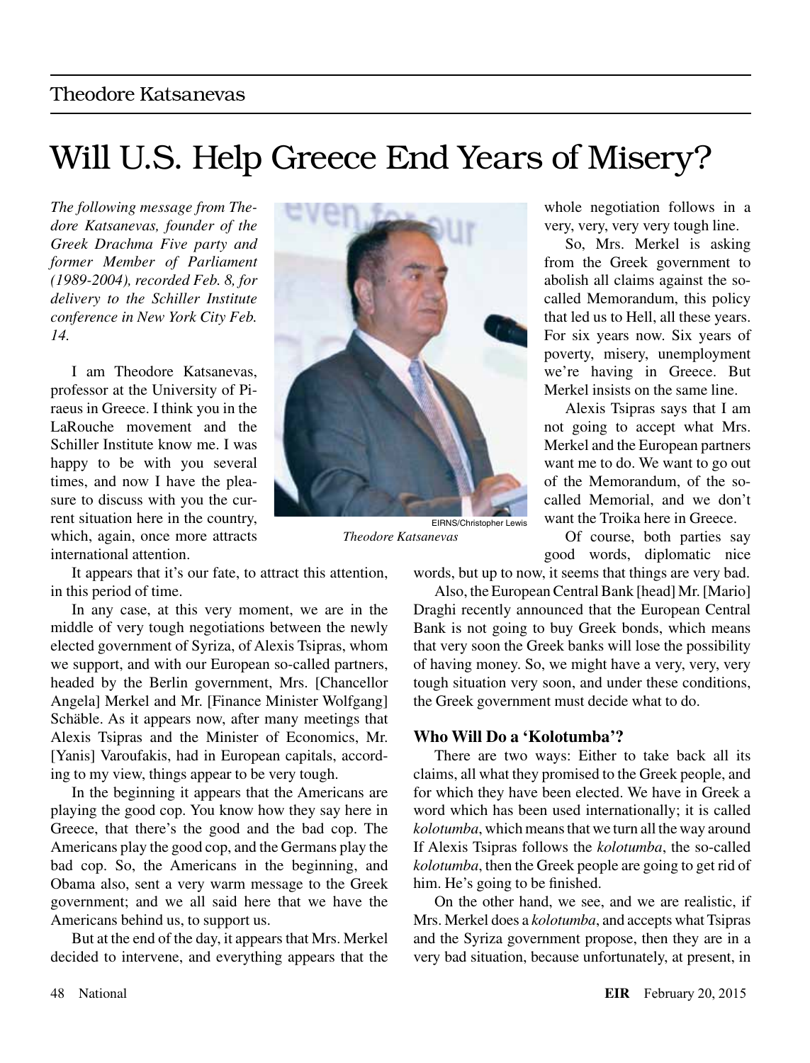Theodore Katsanevas

# Will U.S. Help Greece End Years of Misery?

*The following message from Thedore Katsanevas, founder of the Greek Drachma Five party and former Member of Parliament (1989-2004), recorded Feb. 8, for delivery to the Schiller Institute conference in New York City Feb. 14.*

I am Theodore Katsanevas, professor at the University of Piraeus in Greece. I think you in the LaRouche movement and the Schiller Institute know me. I was happy to be with you several times, and now I have the pleasure to discuss with you the current situation here in the country, which, again, once more attracts international attention.

EIRNS/Christopher Lewis

*Theodore Katsanevas*

It appears that it's our fate, to attract this attention, in this period of time.

In any case, at this very moment, we are in the middle of very tough negotiations between the newly elected government of Syriza, of Alexis Tsipras, whom we support, and with our European so-called partners, headed by the Berlin government, Mrs. [Chancellor Angela] Merkel and Mr. [Finance Minister Wolfgang] Schäble. As it appears now, after many meetings that Alexis Tsipras and the Minister of Economics, Mr. [Yanis] Varoufakis, had in European capitals, according to my view, things appear to be very tough.

In the beginning it appears that the Americans are playing the good cop. You know how they say here in Greece, that there's the good and the bad cop. The Americans play the good cop, and the Germans play the bad cop. So, the Americans in the beginning, and Obama also, sent a very warm message to the Greek government; and we all said here that we have the Americans behind us, to support us.

But at the end of the day, it appears that Mrs. Merkel decided to intervene, and everything appears that the whole negotiation follows in a very, very, very very tough line.

So, Mrs. Merkel is asking from the Greek government to abolish all claims against the so-called Memorandum, this policy that led us to Hell, all these years. For six years now. Six years of poverty, misery, unemployment we're having in Greece. But Merkel insists on the same line.

Alexis Tsipras says that I am not going to accept what Mrs. Merkel and the European partners want me to do. We want to go out of the Memorandum, of the so-called Memorial, and we don't want the Troika here in Greece.

Of course, both parties say good words, diplomatic nice words, but up to now, it seems that things are very bad.

Also, the European Central Bank [head] Mr. [Mario] Draghi recently announced that the European Central Bank is not going to buy Greek bonds, which means that very soon the Greek banks will lose the possibility of having money. So, we might have a very, very, very tough situation very soon, and under these conditions, the Greek government must decide what to do.

### Who Will Do a 'Kolotumba'?

There are two ways: Either to take back all its claims, all what they promised to the Greek people, and for which they have been elected. We have in Greek a word which has been used internationally; it is called *kolotumba*, which means that we turn all the way around If Alexis Tsipras follows the *kolotumba*, the so-called *kolotumba*, then the Greek people are going to get rid of him. He's going to be finished.

On the other hand, we see, and we are realistic, if Mrs. Merkel does a *kolotumba*, and accepts what Tsipras and the Syriza government propose, then they are in a very bad situation, because unfortunately, at present, in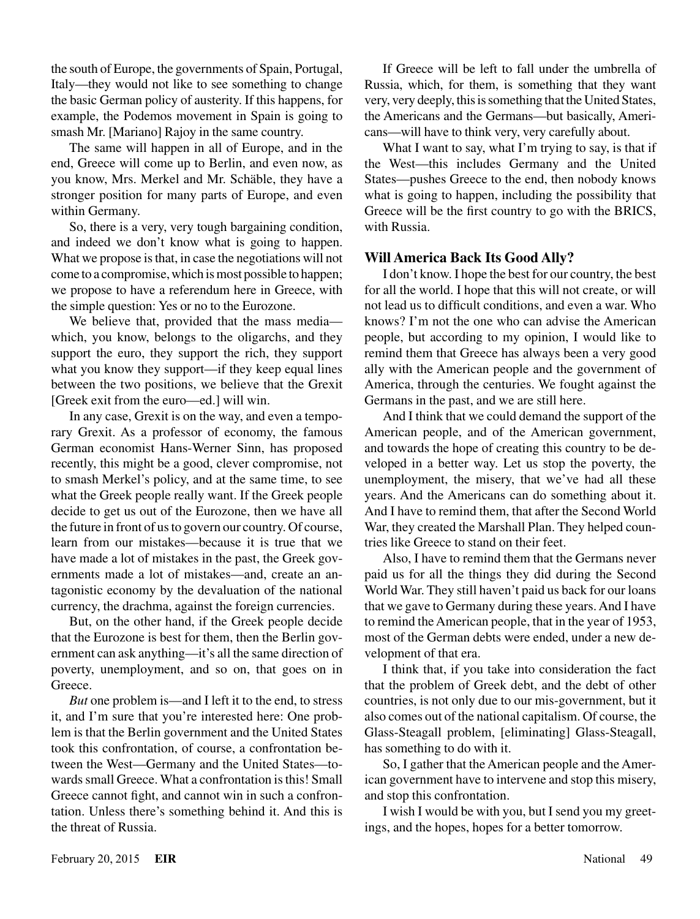the south of Europe, the governments of Spain, Portugal, Italy—they would not like to see something to change the basic German policy of austerity. If this happens, for example, the Podemos movement in Spain is going to smash Mr. [Mariano] Rajoy in the same country.

The same will happen in all of Europe, and in the end, Greece will come up to Berlin, and even now, as you know, Mrs. Merkel and Mr. Schäble, they have a stronger position for many parts of Europe, and even within Germany.

So, there is a very, very tough bargaining condition, and indeed we don't know what is going to happen. What we propose is that, in case the negotiations will not come to a compromise, which is most possible to happen; we propose to have a referendum here in Greece, with the simple question: Yes or no to the Eurozone.

We believe that, provided that the mass media—which, you know, belongs to the oligarchs, and they support the euro, they support the rich, they support what you know they support—if they keep equal lines between the two positions, we believe that the Grexit [Greek exit from the euro—ed.] will win.

In any case, Grexit is on the way, and even a temporary Grexit. As a professor of economy, the famous German economist Hans-Werner Sinn, has proposed recently, this might be a good, clever compromise, not to smash Merkel's policy, and at the same time, to see what the Greek people really want. If the Greek people decide to get us out of the Eurozone, then we have all the future in front of us to govern our country. Of course, learn from our mistakes—because it is true that we have made a lot of mistakes in the past, the Greek governments made a lot of mistakes—and, create an antagonistic economy by the devaluation of the national currency, the drachma, against the foreign currencies.

But, on the other hand, if the Greek people decide that the Eurozone is best for them, then the Berlin government can ask anything—it's all the same direction of poverty, unemployment, and so on, that goes on in Greece.

*But* one problem is—and I left it to the end, to stress it, and I'm sure that you're interested here: One problem is that the Berlin government and the United States took this confrontation, of course, a confrontation between the West—Germany and the United States—towards small Greece. What a confrontation is this! Small Greece cannot fight, and cannot win in such a confrontation. Unless there's something behind it. And this is the threat of Russia.

If Greece will be left to fall under the umbrella of Russia, which, for them, is something that they want very, very deeply, this is something that the United States, the Americans and the Germans—but basically, Americans—will have to think very, very carefully about.

What I want to say, what I'm trying to say, is that if the West—this includes Germany and the United States—pushes Greece to the end, then nobody knows what is going to happen, including the possibility that Greece will be the first country to go with the BRICS, with Russia.

### Will America Back Its Good Ally?

I don't know. I hope the best for our country, the best for all the world. I hope that this will not create, or will not lead us to difficult conditions, and even a war. Who knows? I'm not the one who can advise the American people, but according to my opinion, I would like to remind them that Greece has always been a very good ally with the American people and the government of America, through the centuries. We fought against the Germans in the past, and we are still here.

And I think that we could demand the support of the American people, and of the American government, and towards the hope of creating this country to be developed in a better way. Let us stop the poverty, the unemployment, the misery, that we've had all these years. And the Americans can do something about it. And I have to remind them, that after the Second World War, they created the Marshall Plan. They helped countries like Greece to stand on their feet.

Also, I have to remind them that the Germans never paid us for all the things they did during the Second World War. They still haven't paid us back for our loans that we gave to Germany during these years. And I have to remind the American people, that in the year of 1953, most of the German debts were ended, under a new development of that era.

I think that, if you take into consideration the fact that the problem of Greek debt, and the debt of other countries, is not only due to our mis-government, but it also comes out of the national capitalism. Of course, the Glass-Steagall problem, [eliminating] Glass-Steagall, has something to do with it.

So, I gather that the American people and the American government have to intervene and stop this misery, and stop this confrontation.

I wish I would be with you, but I send you my greetings, and the hopes, hopes for a better tomorrow.